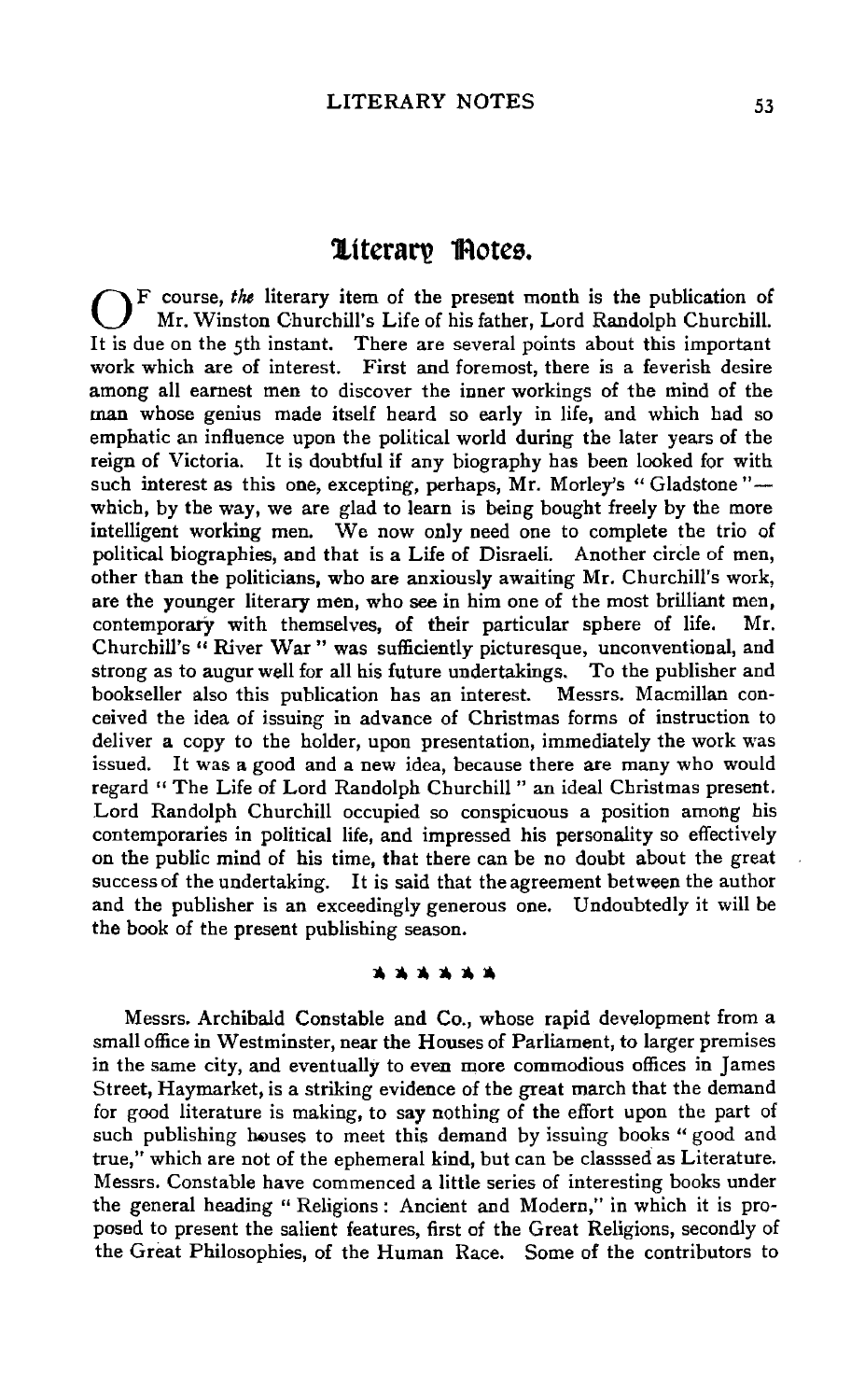# Literary Notes.

OF course, *the* literary item of the present month is the publication of Mr. Winston Churchill's Life of his father, Lord Randolph Churchill. It is due on the 5th instant. There are several points about this important work which are of interest. First and foremost, there is a feverish desire among all earnest men to discover the inner workings of the mind of the man whose genius made itself heard so early in life, and which had so emphatic an influence upon the political world during the later years of the reign of Victoria. It is doubtful if any biography has been looked for with such interest as this one, excepting, perhaps, Mr. Morley's "Gladstone"—which, by the way, we are glad to learn is being bought freely by the more intelligent working men. We now only need one to complete the trio of political biographies, and that is a Life of Disraeli. Another circle of men, other than the politicians, who are anxiously awaiting Mr. Churchill's work, are the younger literary men, who see in him one of the most brilliant men, contemporary with themselves, of their particular sphere of life. Mr. Churchill's "River War" was sufficiently picturesque, unconventional, and strong as to augur well for all his future undertakings. To the publisher and bookseller also this publication has an interest. Messrs. Macmillan conceived the idea of issuing in advance of Christmas forms of instruction to deliver a copy to the holder, upon presentation, immediately the work was issued. It was a good and a new idea, because there are many who would regard "The Life of Lord Randolph Churchill" an ideal Christmas present. Lord Randolph Churchill occupied so conspicuous a position among his contemporaries in political life, and impressed his personality so effectively on the public mind of his time, that there can be no doubt about the great success of the undertaking. It is said that the agreement between the author and the publisher is an exceedingly generous one. Undoubtedly it will be the book of the present publishing season.

\* \* \* \* \* \*

Messrs. Archibald Constable and Co., whose rapid development from a small office in Westminster, near the Houses of Parliament, to larger premises in the same city, and eventually to even more commodious offices in James Street, Haymarket, is a striking evidence of the great march that the demand for good literature is making, to say nothing of the effort upon the part of such publishing houses to meet this demand by issuing books "good and true," which are not of the ephemeral kind, but can be classsed as Literature. Messrs. Constable have commenced a little series of interesting books under the general heading "Religions: Ancient and Modern," in which it is proposed to present the salient features, first of the Great Religions, secondly of the Great Philosophies, of the Human Race. Some of the contributors to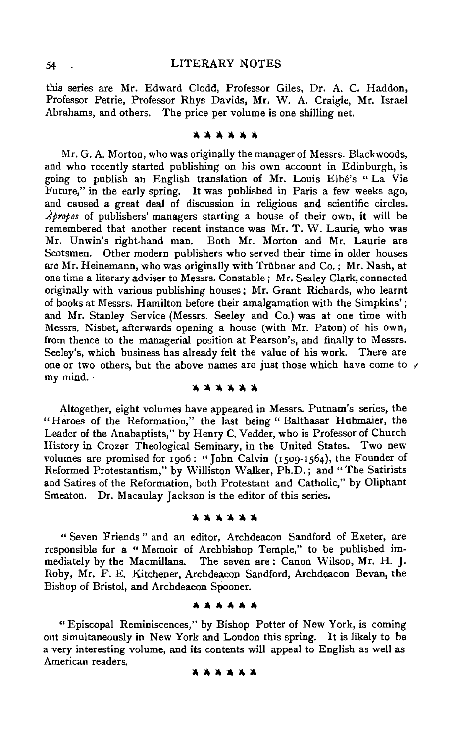this series are Mr. Edward Clodd, Professor Giles, Dr. A. C. Haddon, Professor Petrie, Professor Rhys Davids, Mr. W. A. Craigie, Mr. Israel Abrahams, and others. The price per volume is one shilling net.

\* \* \* \* \* \*

Mr. G. A. Morton, who was originally the manager of Messrs. Blackwoods, and who recently started publishing on his own account in Edinburgh, is going to publish an English translation of Mr. Louis Elbé's "La Vie Future," in the early spring. It was published in Paris a few weeks ago, and caused a great deal of discussion in religious and scientific circles. *Àpropos* of publishers' managers starting a house of their own, it will be remembered that another recent instance was Mr. T. W. Laurie, who was Mr. Unwin's right-hand man. Both Mr. Morton and Mr. Laurie are Scotsmen. Other modern publishers who served their time in older houses are Mr. Heinemann, who was originally with Trübner and Co.; Mr. Nash, at one time a literary adviser to Messrs. Constable; Mr. Sealey Clark, connected originally with various publishing houses; Mr. Grant Richards, who learnt of books at Messrs. Hamilton before their amalgamation with the Simpkins'; and Mr. Stanley Service (Messrs. Seeley and Co.) was at one time with Messrs. Nisbet, afterwards opening a house (with Mr. Paton) of his own, from thence to the managerial position at Pearson's, and finally to Messrs. Seeley's, which business has already felt the value of his work. There are one or two others, but the above names are just those which have come to my mind.

\* \* \* \* \* \*

Altogether, eight volumes have appeared in Messrs. Putnam's series, the "Heroes of the Reformation," the last being "Balthasar Hubmaier, the Leader of the Anabaptists," by Henry C. Vedder, who is Professor of Church History in Crozer Theological Seminary, in the United States. Two new volumes are promised for 1906: "John Calvin (1509-1564), the Founder of Reformed Protestantism," by Williston Walker, Ph.D.; and "The Satirists and Satires of the Reformation, both Protestant and Catholic," by Oliphant Smeaton. Dr. Macaulay Jackson is the editor of this series.

\* \* \* \* \* \*

"Seven Friends" and an editor, Archdeacon Sandford of Exeter, are responsible for a "Memoir of Archbishop Temple," to be published immediately by the Macmillans. The seven are: Canon Wilson, Mr. H. J. Roby, Mr. F. E. Kitchener, Archdeacon Sandford, Archdeacon Bevan, the Bishop of Bristol, and Archdeacon Spooner.

\* \* \* \* \* \*

"Episcopal Reminiscences," by Bishop Potter of New York, is coming out simultaneously in New York and London this spring. It is likely to be a very interesting volume, and its contents will appeal to English as well as American readers.

\* \* \* \* \* \*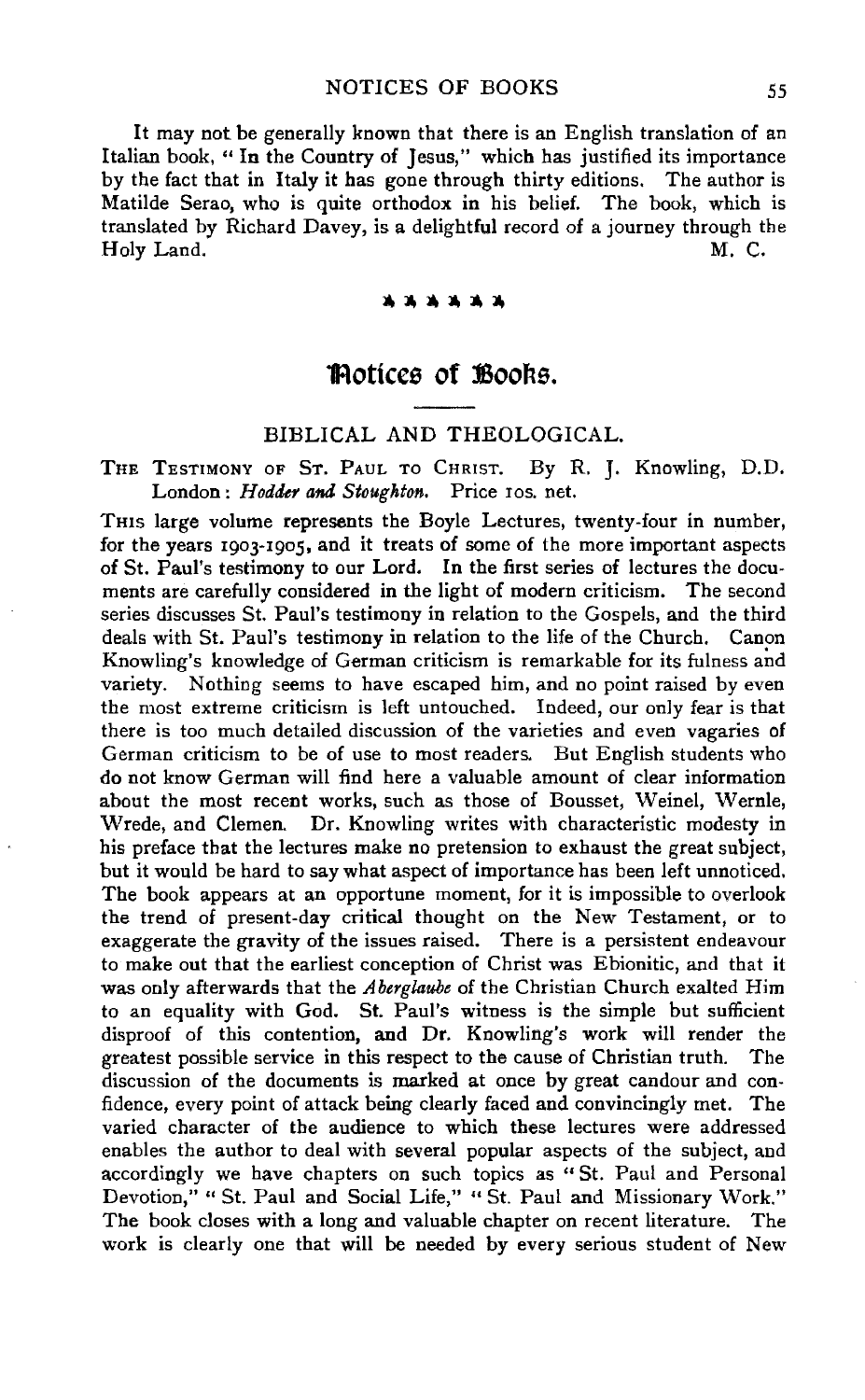It may not be generally known that there is an English translation of an Italian book, "In the Country of Jesus," which has justified its importance by the fact that in Italy it has gone through thirty editions. The author is Matilde Serao, who is quite orthodox in his belief. The book, which is translated by Richard Davey, is a delightful record of a journey through the Holy Land.

M. C.

\* \* \* \* \* \*

# Notices of Books.

## BIBLICAL AND THEOLOGICAL.

THE TESTIMONY OF ST. PAUL TO CHRIST. By R. J. Knowling, D.D. London: *Hodder and Stoughton.* Price 10s. net.

THIS large volume represents the Boyle Lectures, twenty-four in number, for the years 1903-1905, and it treats of some of the more important aspects of St. Paul's testimony to our Lord. In the first series of lectures the documents are carefully considered in the light of modern criticism. The second series discusses St. Paul's testimony in relation to the Gospels, and the third deals with St. Paul's testimony in relation to the life of the Church. Canon Knowling's knowledge of German criticism is remarkable for its fulness and variety. Nothing seems to have escaped him, and no point raised by even the most extreme criticism is left untouched. Indeed, our only fear is that there is too much detailed discussion of the varieties and even vagaries of German criticism to be of use to most readers. But English students who do not know German will find here a valuable amount of clear information about the most recent works, such as those of Bousset, Weinel, Wernle, Wrede, and Clemen. Dr. Knowling writes with characteristic modesty in his preface that the lectures make no pretension to exhaust the great subject, but it would be hard to say what aspect of importance has been left unnoticed. The book appears at an opportune moment, for it is impossible to overlook the trend of present-day critical thought on the New Testament, or to exaggerate the gravity of the issues raised. There is a persistent endeavour to make out that the earliest conception of Christ was Ebionitic, and that it was only afterwards that the *Aberglaube* of the Christian Church exalted Him to an equality with God. St. Paul's witness is the simple but sufficient disproof of this contention, and Dr. Knowling's work will render the greatest possible service in this respect to the cause of Christian truth. The discussion of the documents is marked at once by great candour and confidence, every point of attack being clearly faced and convincingly met. The varied character of the audience to which these lectures were addressed enables the author to deal with several popular aspects of the subject, and accordingly we have chapters on such topics as "St. Paul and Personal Devotion," "St. Paul and Social Life," "St. Paul and Missionary Work." The book closes with a long and valuable chapter on recent literature. The work is clearly one that will be needed by every serious student of New